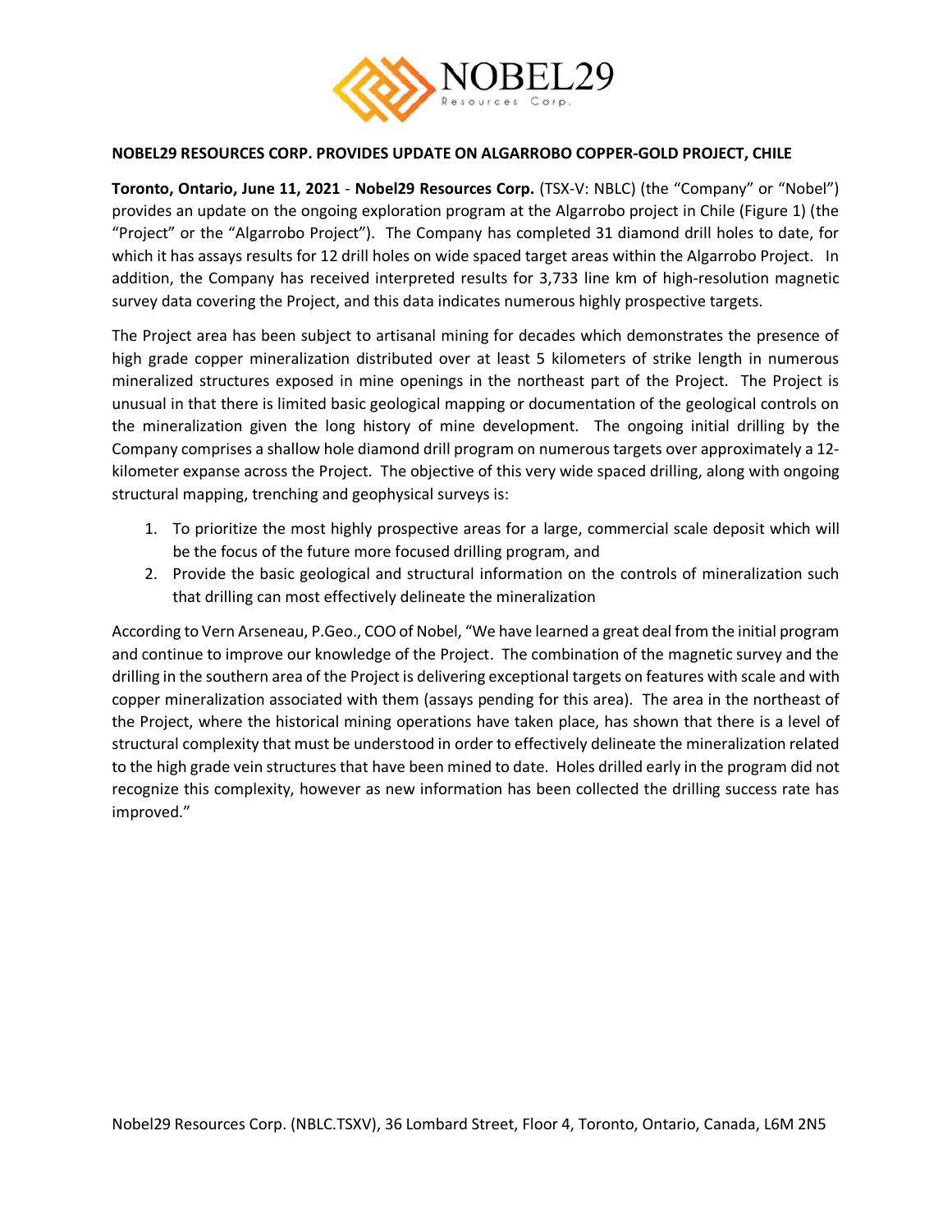# NOBEL29 RESOURCES CORP. PROVIDES UPDATE ON ALGARROBO COPPER-GOLD PROJECT, CHILE

**Toronto, Ontario, June 11, 2021** - **Nobel29 Resources Corp.** (TSX-V: NBLC) (the "Company" or "Nobel") provides an update on the ongoing exploration program at the Algarrobo project in Chile (Figure 1) (the "Project" or the "Algarrobo Project"). The Company has completed 31 diamond drill holes to date, for which it has assays results for 12 drill holes on wide spaced target areas within the Algarrobo Project. In addition, the Company has received interpreted results for 3,733 line km of high-resolution magnetic survey data covering the Project, and this data indicates numerous highly prospective targets.

The Project area has been subject to artisanal mining for decades which demonstrates the presence of high grade copper mineralization distributed over at least 5 kilometers of strike length in numerous mineralized structures exposed in mine openings in the northeast part of the Project. The Project is unusual in that there is limited basic geological mapping or documentation of the geological controls on the mineralization given the long history of mine development. The ongoing initial drilling by the Company comprises a shallow hole diamond drill program on numerous targets over approximately a 12-kilometer expanse across the Project. The objective of this very wide spaced drilling, along with ongoing structural mapping, trenching and geophysical surveys is:

1. To prioritize the most highly prospective areas for a large, commercial scale deposit which will be the focus of the future more focused drilling program, and
2. Provide the basic geological and structural information on the controls of mineralization such that drilling can most effectively delineate the mineralization

According to Vern Arseneau, P.Geo., COO of Nobel, "We have learned a great deal from the initial program and continue to improve our knowledge of the Project. The combination of the magnetic survey and the drilling in the southern area of the Project is delivering exceptional targets on features with scale and with copper mineralization associated with them (assays pending for this area). The area in the northeast of the Project, where the historical mining operations have taken place, has shown that there is a level of structural complexity that must be understood in order to effectively delineate the mineralization related to the high grade vein structures that have been mined to date. Holes drilled early in the program did not recognize this complexity, however as new information has been collected the drilling success rate has improved."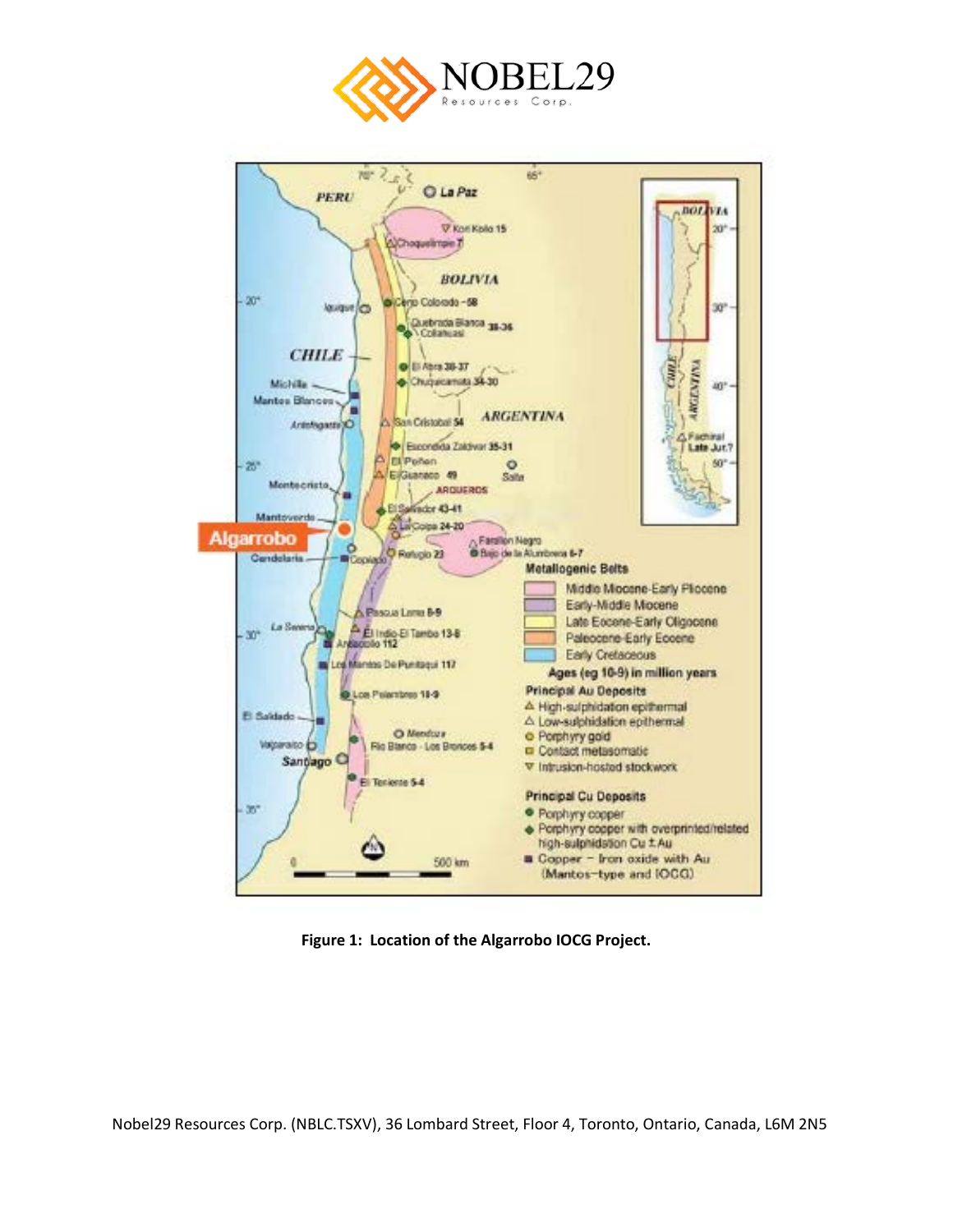**Figure 1: Location of the Algarrobo IOCG Project.**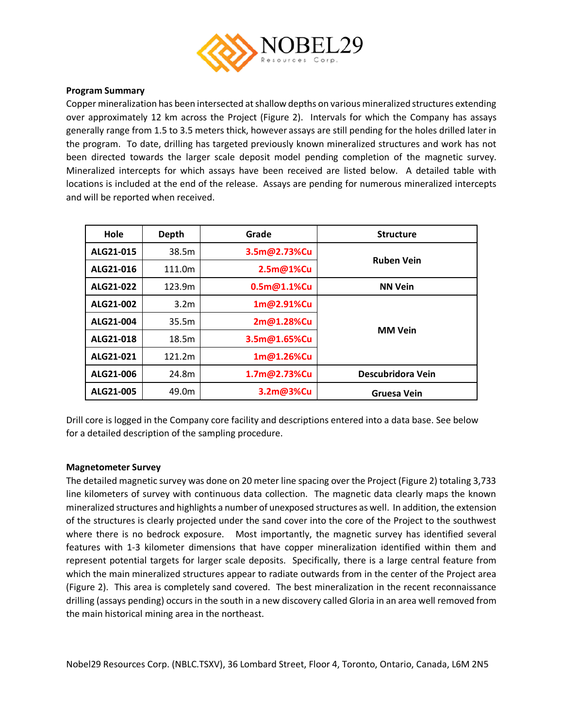**Program Summary**

Copper mineralization has been intersected at shallow depths on various mineralized structures extending over approximately 12 km across the Project (Figure 2). Intervals for which the Company has assays generally range from 1.5 to 3.5 meters thick, however assays are still pending for the holes drilled later in the program. To date, drilling has targeted previously known mineralized structures and work has not been directed towards the larger scale deposit model pending completion of the magnetic survey. Mineralized intercepts for which assays have been received are listed below. A detailed table with locations is included at the end of the release. Assays are pending for numerous mineralized intercepts and will be reported when received.

| Hole | Depth | Grade | Structure |
|---|---|---|---|
| ALG21-015 | 38.5m | 3.5m@2.73%Cu | Ruben Vein |
| ALG21-016 | 111.0m | 2.5m@1%Cu | |
| ALG21-022 | 123.9m | 0.5m@1.1%Cu | NN Vein |
| ALG21-002 | 3.2m | 1m@2.91%Cu | MM Vein |
| ALG21-004 | 35.5m | 2m@1.28%Cu | |
| ALG21-018 | 18.5m | 3.5m@1.65%Cu | |
| ALG21-021 | 121.2m | 1m@1.26%Cu | |
| ALG21-006 | 24.8m | 1.7m@2.73%Cu | Descubridora Vein |
| ALG21-005 | 49.0m | 3.2m@3%Cu | Gruesa Vein |

Drill core is logged in the Company core facility and descriptions entered into a data base. See below for a detailed description of the sampling procedure.

**Magnetometer Survey**

The detailed magnetic survey was done on 20 meter line spacing over the Project (Figure 2) totaling 3,733 line kilometers of survey with continuous data collection. The magnetic data clearly maps the known mineralized structures and highlights a number of unexposed structures as well. In addition, the extension of the structures is clearly projected under the sand cover into the core of the Project to the southwest where there is no bedrock exposure. Most importantly, the magnetic survey has identified several features with 1-3 kilometer dimensions that have copper mineralization identified within them and represent potential targets for larger scale deposits. Specifically, there is a large central feature from which the main mineralized structures appear to radiate outwards from in the center of the Project area (Figure 2). This area is completely sand covered. The best mineralization in the recent reconnaissance drilling (assays pending) occurs in the south in a new discovery called Gloria in an area well removed from the main historical mining area in the northeast.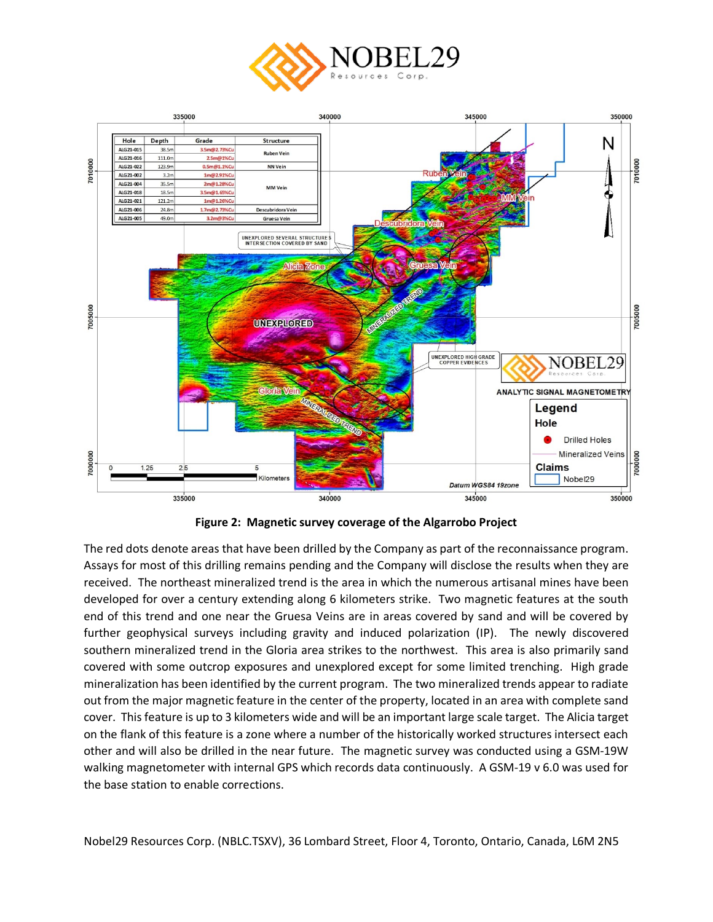| Hole | Depth | Grade | Structure |
|---|---|---|---|
| ALG21-015 | 38.5m | 3.5m@2.73%Cu | Ruben Vein |
| ALG21-016 | 111.0m | 2.5m@1%Cu | |
| ALG21-022 | 123.9m | 0.5m@1.1%Cu | NN Vein |
| ALG21-002 | 3.2m | 1m@2.91%Cu | MM Vein |
| ALG21-004 | 35.5m | 2m@1.28%Cu | |
| ALG21-018 | 18.5m | 3.5m@1.65%Cu | |
| ALG21-021 | 121.2m | 1m@1.26%Cu | |
| ALG21-006 | 24.8m | 1.7m@2.73%Cu | Descubridora Vein |
| ALG21-005 | 49.0m | 3.2m@3%Cu | Gruesa Vein |

**Figure 2: Magnetic survey coverage of the Algarrobo Project**

The red dots denote areas that have been drilled by the Company as part of the reconnaissance program. Assays for most of this drilling remains pending and the Company will disclose the results when they are received. The northeast mineralized trend is the area in which the numerous artisanal mines have been developed for over a century extending along 6 kilometers strike. Two magnetic features at the south end of this trend and one near the Gruesa Veins are in areas covered by sand and will be covered by further geophysical surveys including gravity and induced polarization (IP). The newly discovered southern mineralized trend in the Gloria area strikes to the northwest. This area is also primarily sand covered with some outcrop exposures and unexplored except for some limited trenching. High grade mineralization has been identified by the current program. The two mineralized trends appear to radiate out from the major magnetic feature in the center of the property, located in an area with complete sand cover. This feature is up to 3 kilometers wide and will be an important large scale target. The Alicia target on the flank of this feature is a zone where a number of the historically worked structures intersect each other and will also be drilled in the near future. The magnetic survey was conducted using a GSM-19W walking magnetometer with internal GPS which records data continuously. A GSM-19 v 6.0 was used for the base station to enable corrections.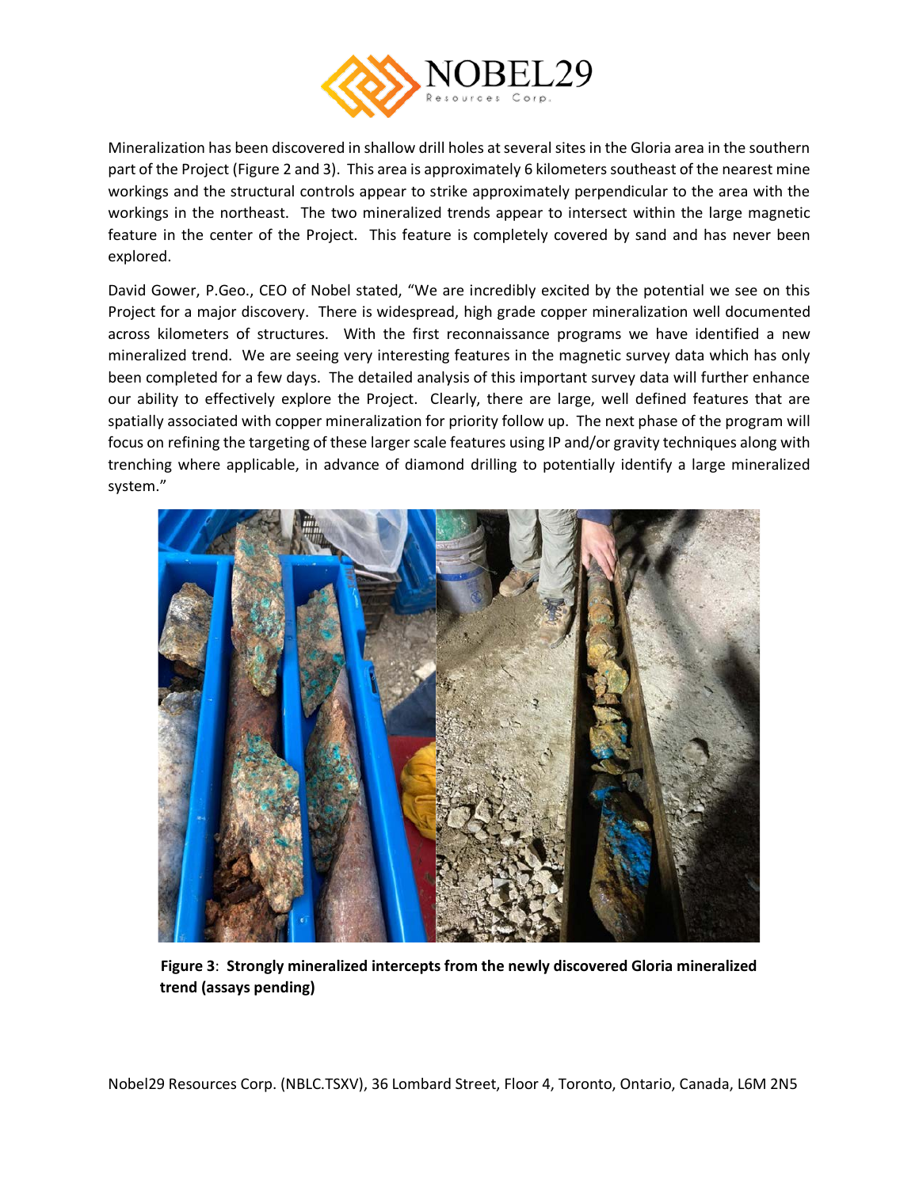Mineralization has been discovered in shallow drill holes at several sites in the Gloria area in the southern part of the Project (Figure 2 and 3). This area is approximately 6 kilometers southeast of the nearest mine workings and the structural controls appear to strike approximately perpendicular to the area with the workings in the northeast. The two mineralized trends appear to intersect within the large magnetic feature in the center of the Project. This feature is completely covered by sand and has never been explored.

David Gower, P.Geo., CEO of Nobel stated, "We are incredibly excited by the potential we see on this Project for a major discovery. There is widespread, high grade copper mineralization well documented across kilometers of structures. With the first reconnaissance programs we have identified a new mineralized trend. We are seeing very interesting features in the magnetic survey data which has only been completed for a few days. The detailed analysis of this important survey data will further enhance our ability to effectively explore the Project. Clearly, there are large, well defined features that are spatially associated with copper mineralization for priority follow up. The next phase of the program will focus on refining the targeting of these larger scale features using IP and/or gravity techniques along with trenching where applicable, in advance of diamond drilling to potentially identify a large mineralized system."

**Figure 3**: **Strongly mineralized intercepts from the newly discovered Gloria mineralized trend (assays pending)**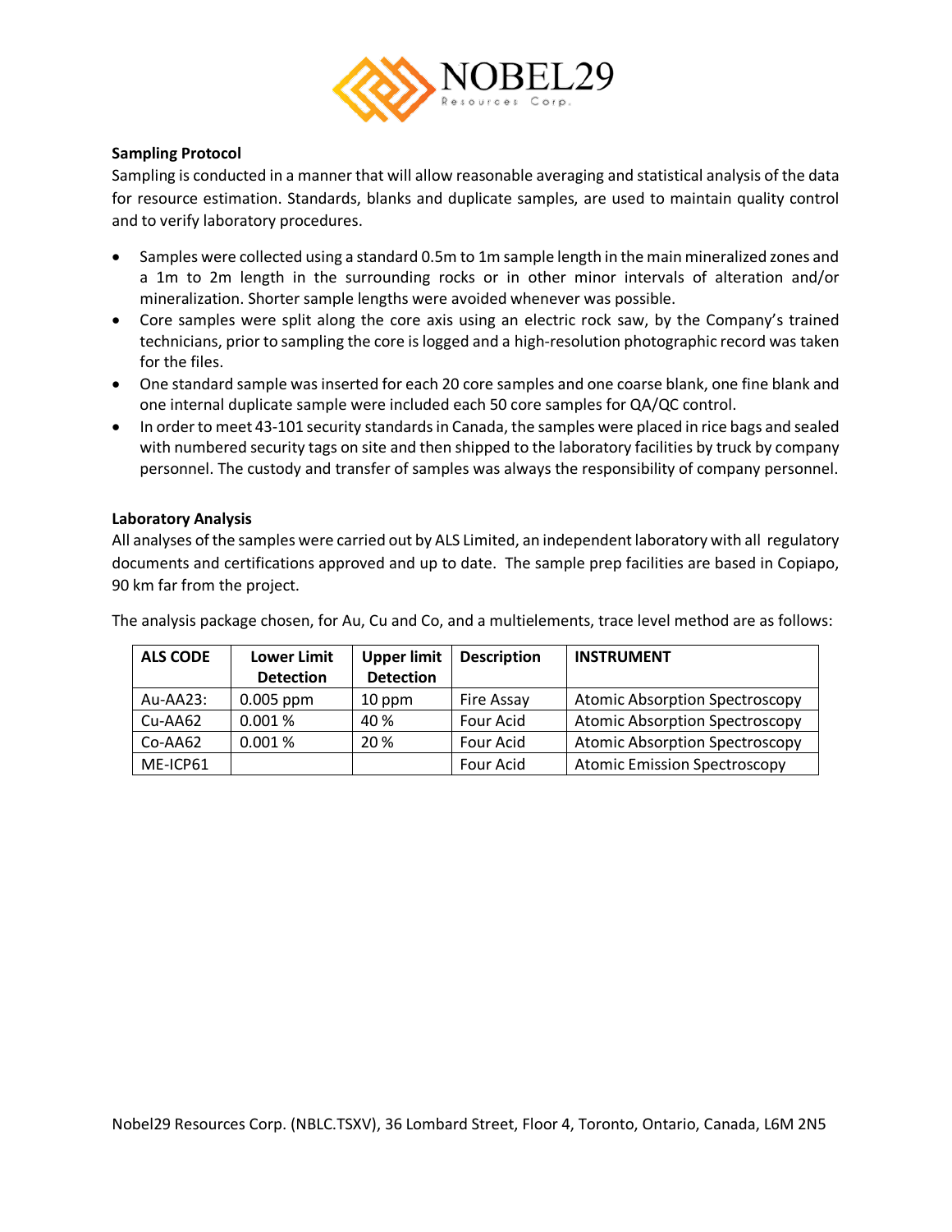### Sampling Protocol

Sampling is conducted in a manner that will allow reasonable averaging and statistical analysis of the data for resource estimation. Standards, blanks and duplicate samples, are used to maintain quality control and to verify laboratory procedures.

- Samples were collected using a standard 0.5m to 1m sample length in the main mineralized zones and a 1m to 2m length in the surrounding rocks or in other minor intervals of alteration and/or mineralization. Shorter sample lengths were avoided whenever was possible.
- Core samples were split along the core axis using an electric rock saw, by the Company's trained technicians, prior to sampling the core is logged and a high-resolution photographic record was taken for the files.
- One standard sample was inserted for each 20 core samples and one coarse blank, one fine blank and one internal duplicate sample were included each 50 core samples for QA/QC control.
- In order to meet 43-101 security standards in Canada, the samples were placed in rice bags and sealed with numbered security tags on site and then shipped to the laboratory facilities by truck by company personnel. The custody and transfer of samples was always the responsibility of company personnel.

### Laboratory Analysis

All analyses of the samples were carried out by ALS Limited, an independent laboratory with all regulatory documents and certifications approved and up to date. The sample prep facilities are based in Copiapo, 90 km far from the project.

The analysis package chosen, for Au, Cu and Co, and a multielements, trace level method are as follows:

| ALS CODE | Lower Limit Detection | Upper limit Detection | Description | INSTRUMENT |
|---|---|---|---|---|
| Au-AA23: | 0.005 ppm | 10 ppm | Fire Assay | Atomic Absorption Spectroscopy |
| Cu-AA62 | 0.001 % | 40 % | Four Acid | Atomic Absorption Spectroscopy |
| Co-AA62 | 0.001 % | 20 % | Four Acid | Atomic Absorption Spectroscopy |
| ME-ICP61 | | | Four Acid | Atomic Emission Spectroscopy |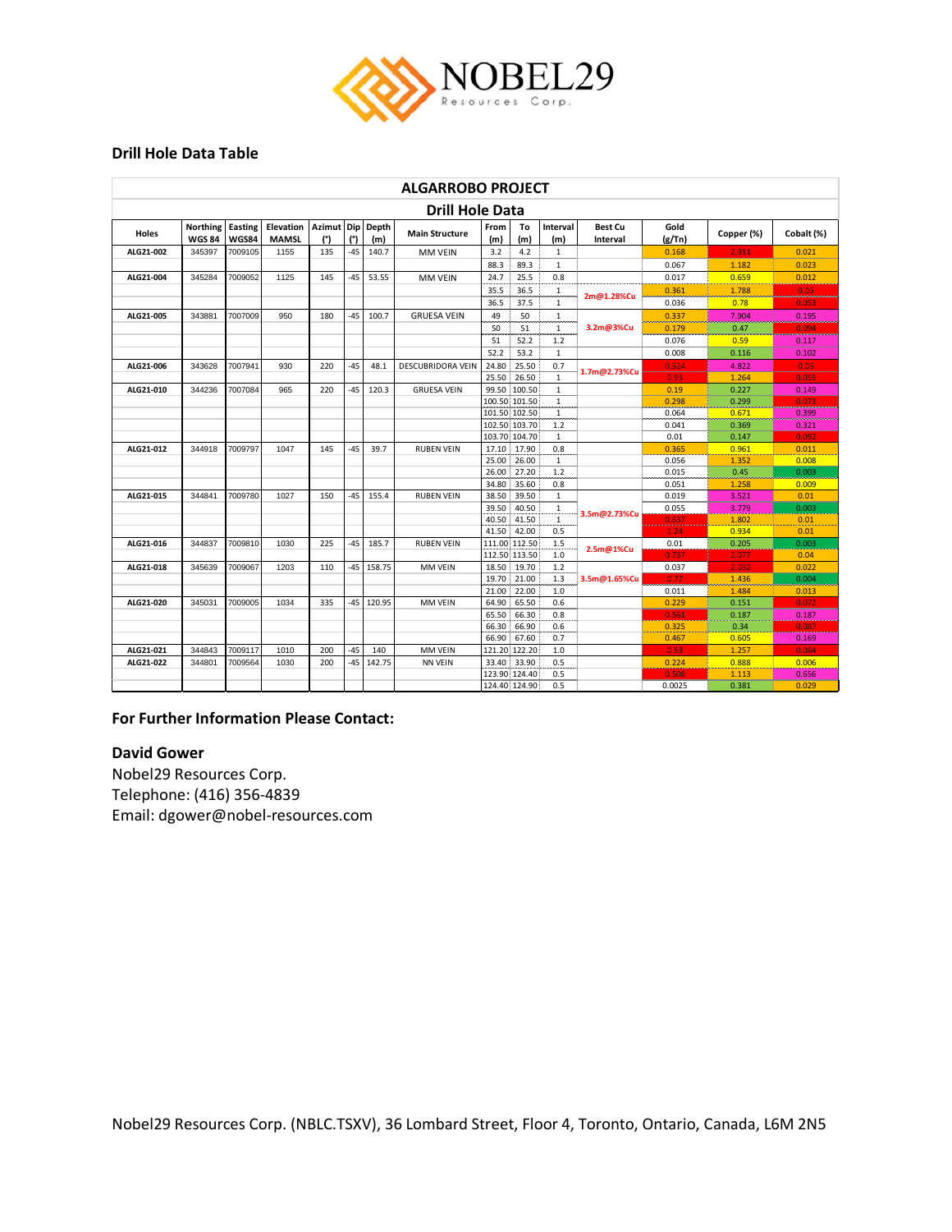## Drill Hole Data Table

| ALGARROBO PROJECT | | | | | | | | | | | | | | |
|---|---|---|---|---|---|---|---|---|---|---|---|---|---|---|
| Drill Hole Data | | | | | | | | | | | | | | |
| Holes | Northing WGS 84 | Easting WGS84 | Elevation MAMSL | Azimut (°) | Dip (°) | Depth (m) | Main Structure | From (m) | To (m) | Interval (m) | Best Cu Interval | Gold (g/Tn) | Copper (%) | Cobalt (%) |
| ALG21-002 | 345397 | 7009105 | 1155 | 135 | -45 | 140.7 | MM VEIN | 3.2 | 4.2 | 1 | | 0.168 | 2.911 | 0.021 |
| | | | | | | | | 88.3 | 89.3 | 1 | | 0.067 | 1.182 | 0.023 |
| ALG21-004 | 345284 | 7009052 | 1125 | 145 | -45 | 53.55 | MM VEIN | 24.7 | 25.5 | 0.8 | | 0.017 | 0.659 | 0.012 |
| | | | | | | | | 35.5 | 36.5 | 1 | 2m@1.28%Cu | 0.361 | 1.788 | 0.05 |
| | | | | | | | | 36.5 | 37.5 | 1 | | 0.036 | 0.78 | 0.053 |
| ALG21-005 | 343881 | 7007009 | 950 | 180 | -45 | 100.7 | GRUESA VEIN | 49 | 50 | 1 | 3.2m@3%Cu | 0.337 | 7.904 | 0.195 |
| | | | | | | | | 50 | 51 | 1 | | 0.179 | 0.47 | 0.094 |
| | | | | | | | | 51 | 52.2 | 1.2 | | 0.076 | 0.59 | 0.117 |
| | | | | | | | | 52.2 | 53.2 | 1 | | 0.008 | 0.116 | 0.102 |
| ALG21-006 | 343628 | 7007941 | 930 | 220 | -45 | 48.1 | DESCUBRIDORA VEIN | 24.80 | 25.50 | 0.7 | 1.7m@2.73%Cu | 0.524 | 4.822 | 0.05 |
| | | | | | | | | 25.50 | 26.50 | 1 | | 0.95 | 1.264 | 0.059 |
| ALG21-010 | 344236 | 7007084 | 965 | 220 | -45 | 120.3 | GRUESA VEIN | 99.50 | 100.50 | 1 | | 0.19 | 0.227 | 0.149 |
| | | | | | | | | 100.50 | 101.50 | 1 | | 0.298 | 0.299 | 0.073 |
| | | | | | | | | 101.50 | 102.50 | 1 | | 0.064 | 0.671 | 0.399 |
| | | | | | | | | 102.50 | 103.70 | 1.2 | | 0.041 | 0.369 | 0.321 |
| | | | | | | | | 103.70 | 104.70 | 1 | | 0.01 | 0.147 | 0.092 |
| ALG21-012 | 344918 | 7009797 | 1047 | 145 | -45 | 39.7 | RUBEN VEIN | 17.10 | 17.90 | 0.8 | | 0.365 | 0.961 | 0.011 |
| | | | | | | | | 25.00 | 26.00 | 1 | | 0.056 | 1.352 | 0.008 |
| | | | | | | | | 26.00 | 27.20 | 1.2 | | 0.015 | 0.45 | 0.003 |
| | | | | | | | | 34.80 | 35.60 | 0.8 | | 0.051 | 1.258 | 0.009 |
| ALG21-015 | 344841 | 7009780 | 1027 | 150 | -45 | 155.4 | RUBEN VEIN | 38.50 | 39.50 | 1 | 3.5m@2.73%Cu | 0.019 | 3.521 | 0.01 |
| | | | | | | | | 39.50 | 40.50 | 1 | | 0.055 | 3.779 | 0.003 |
| | | | | | | | | 40.50 | 41.50 | 1 | | 0.647 | 1.802 | 0.01 |
| | | | | | | | | 41.50 | 42.00 | 0.5 | | 1.24 | 0.934 | 0.01 |
| ALG21-016 | 344837 | 7009810 | 1030 | 225 | -45 | 185.7 | RUBEN VEIN | 111.00 | 112.50 | 1.5 | 2.5m@1%Cu | 0.01 | 0.205 | 0.003 |
| | | | | | | | | 112.50 | 113.50 | 1.0 | | 0.737 | 2.077 | 0.04 |
| ALG21-018 | 345639 | 7009067 | 1203 | 110 | -45 | 158.75 | MM VEIN | 18.50 | 19.70 | 1.2 | 3.5m@1.65%Cu | 0.037 | 2.032 | 0.022 |
| | | | | | | | | 19.70 | 21.00 | 1.3 | | 0.77 | 1.436 | 0.004 |
| | | | | | | | | 21.00 | 22.00 | 1.0 | | 0.011 | 1.484 | 0.013 |
| ALG21-020 | 345031 | 7009005 | 1034 | 335 | -45 | 120.95 | MM VEIN | 64.90 | 65.50 | 0.6 | | 0.229 | 0.151 | 0.072 |
| | | | | | | | | 65.50 | 66.30 | 0.8 | | 0.561 | 0.187 | 0.187 |
| | | | | | | | | 66.30 | 66.90 | 0.6 | | 0.325 | 0.34 | 0.087 |
| | | | | | | | | 66.90 | 67.60 | 0.7 | | 0.467 | 0.605 | 0.169 |
| ALG21-021 | 344843 | 7009117 | 1010 | 200 | -45 | 140 | MM VEIN | 121.20 | 122.20 | 1.0 | | 0.58 | 1.257 | 0.084 |
| ALG21-022 | 344801 | 7009564 | 1030 | 200 | -45 | 142.75 | NN VEIN | 33.40 | 33.90 | 0.5 | | 0.224 | 0.888 | 0.006 |
| | | | | | | | | 123.90 | 124.40 | 0.5 | | 0.508 | 1.113 | 0.656 |
| | | | | | | | | 124.40 | 124.90 | 0.5 | | 0.0025 | 0.381 | 0.029 |

**For Further Information Please Contact:**

**David Gower**
Nobel29 Resources Corp.
Telephone: (416) 356-4839
Email: dgower@nobel-resources.com

Nobel29 Resources Corp. (NBLC.TSXV), 36 Lombard Street, Floor 4, Toronto, Ontario, Canada, L6M 2N5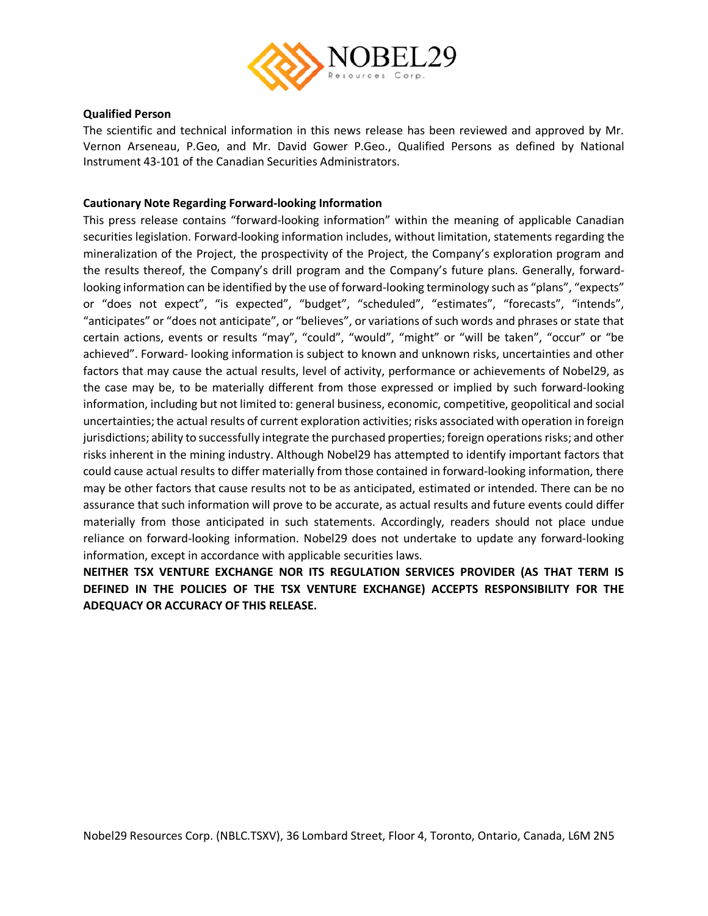**Qualified Person**

The scientific and technical information in this news release has been reviewed and approved by Mr. Vernon Arseneau, P.Geo, and Mr. David Gower P.Geo., Qualified Persons as defined by National Instrument 43-101 of the Canadian Securities Administrators.

**Cautionary Note Regarding Forward-looking Information**

This press release contains "forward-looking information" within the meaning of applicable Canadian securities legislation. Forward-looking information includes, without limitation, statements regarding the mineralization of the Project, the prospectivity of the Project, the Company's exploration program and the results thereof, the Company's drill program and the Company's future plans. Generally, forward-looking information can be identified by the use of forward-looking terminology such as "plans", "expects" or "does not expect", "is expected", "budget", "scheduled", "estimates", "forecasts", "intends", "anticipates" or "does not anticipate", or "believes", or variations of such words and phrases or state that certain actions, events or results "may", "could", "would", "might" or "will be taken", "occur" or "be achieved". Forward- looking information is subject to known and unknown risks, uncertainties and other factors that may cause the actual results, level of activity, performance or achievements of Nobel29, as the case may be, to be materially different from those expressed or implied by such forward-looking information, including but not limited to: general business, economic, competitive, geopolitical and social uncertainties; the actual results of current exploration activities; risks associated with operation in foreign jurisdictions; ability to successfully integrate the purchased properties; foreign operations risks; and other risks inherent in the mining industry. Although Nobel29 has attempted to identify important factors that could cause actual results to differ materially from those contained in forward-looking information, there may be other factors that cause results not to be as anticipated, estimated or intended. There can be no assurance that such information will prove to be accurate, as actual results and future events could differ materially from those anticipated in such statements. Accordingly, readers should not place undue reliance on forward-looking information. Nobel29 does not undertake to update any forward-looking information, except in accordance with applicable securities laws.

**NEITHER TSX VENTURE EXCHANGE NOR ITS REGULATION SERVICES PROVIDER (AS THAT TERM IS DEFINED IN THE POLICIES OF THE TSX VENTURE EXCHANGE) ACCEPTS RESPONSIBILITY FOR THE ADEQUACY OR ACCURACY OF THIS RELEASE.**